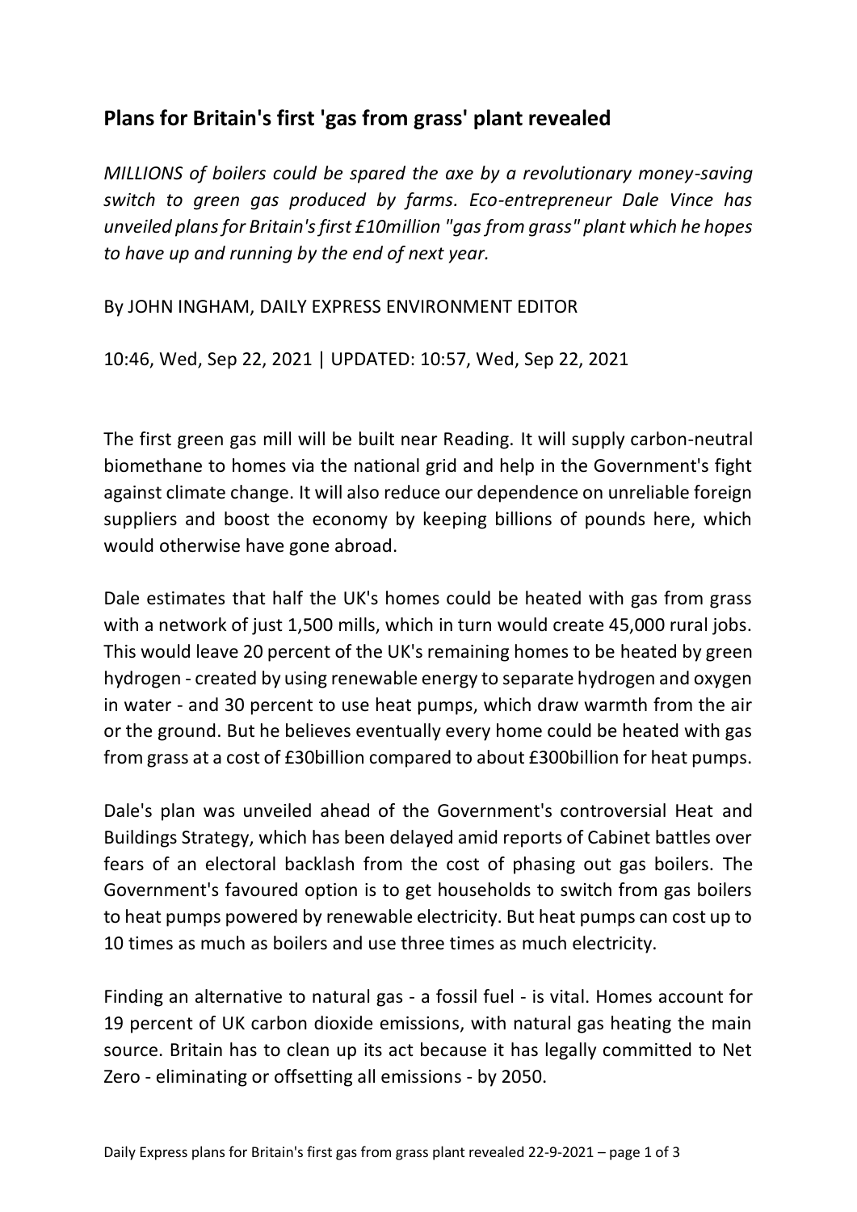# Plans for Britain's first 'gas from grass' plant revealed

*MILLIONS of boilers could be spared the axe by a revolutionary money-saving switch to green gas produced by farms. Eco-entrepreneur Dale Vince has unveiled plans for Britain's first £10million "gas from grass" plant which he hopes to have up and running by the end of next year.*

By JOHN INGHAM, DAILY EXPRESS ENVIRONMENT EDITOR

10:46, Wed, Sep 22, 2021 | UPDATED: 10:57, Wed, Sep 22, 2021

The first green gas mill will be built near Reading. It will supply carbon-neutral biomethane to homes via the national grid and help in the Government's fight against climate change. It will also reduce our dependence on unreliable foreign suppliers and boost the economy by keeping billions of pounds here, which would otherwise have gone abroad.

Dale estimates that half the UK's homes could be heated with gas from grass with a network of just 1,500 mills, which in turn would create 45,000 rural jobs. This would leave 20 percent of the UK's remaining homes to be heated by green hydrogen - created by using renewable energy to separate hydrogen and oxygen in water - and 30 percent to use heat pumps, which draw warmth from the air or the ground. But he believes eventually every home could be heated with gas from grass at a cost of £30billion compared to about £300billion for heat pumps.

Dale's plan was unveiled ahead of the Government's controversial Heat and Buildings Strategy, which has been delayed amid reports of Cabinet battles over fears of an electoral backlash from the cost of phasing out gas boilers. The Government's favoured option is to get households to switch from gas boilers to heat pumps powered by renewable electricity. But heat pumps can cost up to 10 times as much as boilers and use three times as much electricity.

Finding an alternative to natural gas - a fossil fuel - is vital. Homes account for 19 percent of UK carbon dioxide emissions, with natural gas heating the main source. Britain has to clean up its act because it has legally committed to Net Zero - eliminating or offsetting all emissions - by 2050.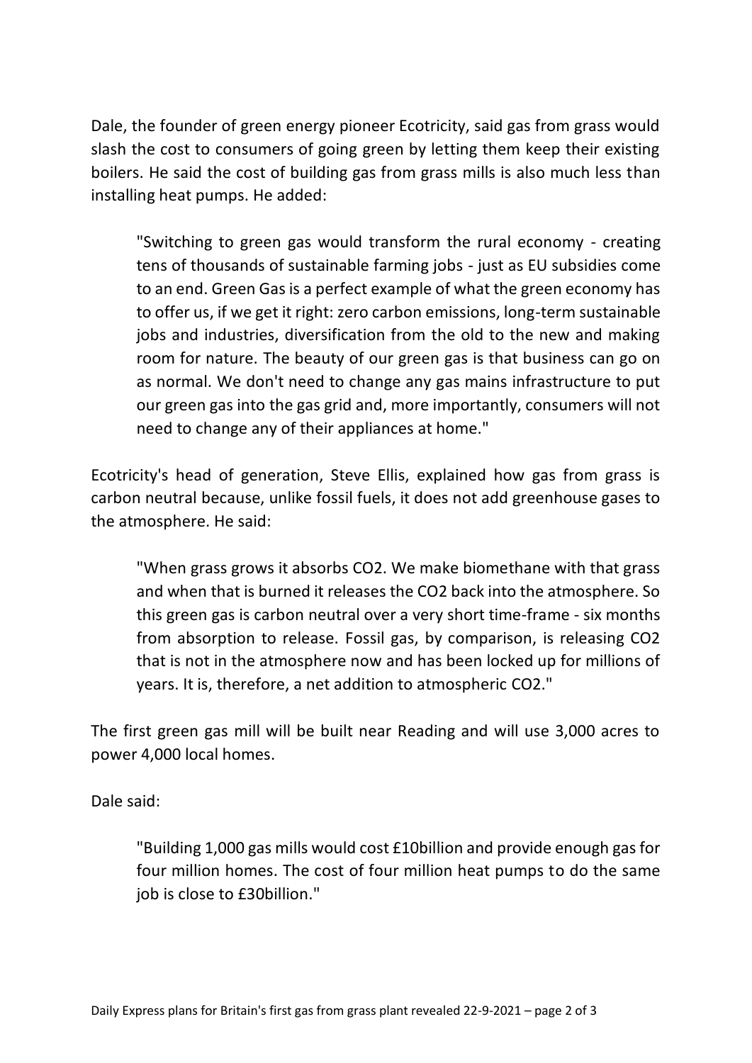Dale, the founder of green energy pioneer Ecotricity, said gas from grass would slash the cost to consumers of going green by letting them keep their existing boilers. He said the cost of building gas from grass mills is also much less than installing heat pumps. He added:

> "Switching to green gas would transform the rural economy - creating tens of thousands of sustainable farming jobs - just as EU subsidies come to an end. Green Gas is a perfect example of what the green economy has to offer us, if we get it right: zero carbon emissions, long-term sustainable jobs and industries, diversification from the old to the new and making room for nature. The beauty of our green gas is that business can go on as normal. We don't need to change any gas mains infrastructure to put our green gas into the gas grid and, more importantly, consumers will not need to change any of their appliances at home."

Ecotricity's head of generation, Steve Ellis, explained how gas from grass is carbon neutral because, unlike fossil fuels, it does not add greenhouse gases to the atmosphere. He said:

> "When grass grows it absorbs $CO_2$. We make biomethane with that grass and when that is burned it releases the $CO_2$ back into the atmosphere. So this green gas is carbon neutral over a very short time-frame - six months from absorption to release. Fossil gas, by comparison, is releasing $CO_2$ that is not in the atmosphere now and has been locked up for millions of years. It is, therefore, a net addition to atmospheric $CO_2$."

The first green gas mill will be built near Reading and will use 3,000 acres to power 4,000 local homes.

Dale said:

> "Building 1,000 gas mills would cost £10billion and provide enough gas for four million homes. The cost of four million heat pumps to do the same job is close to £30billion."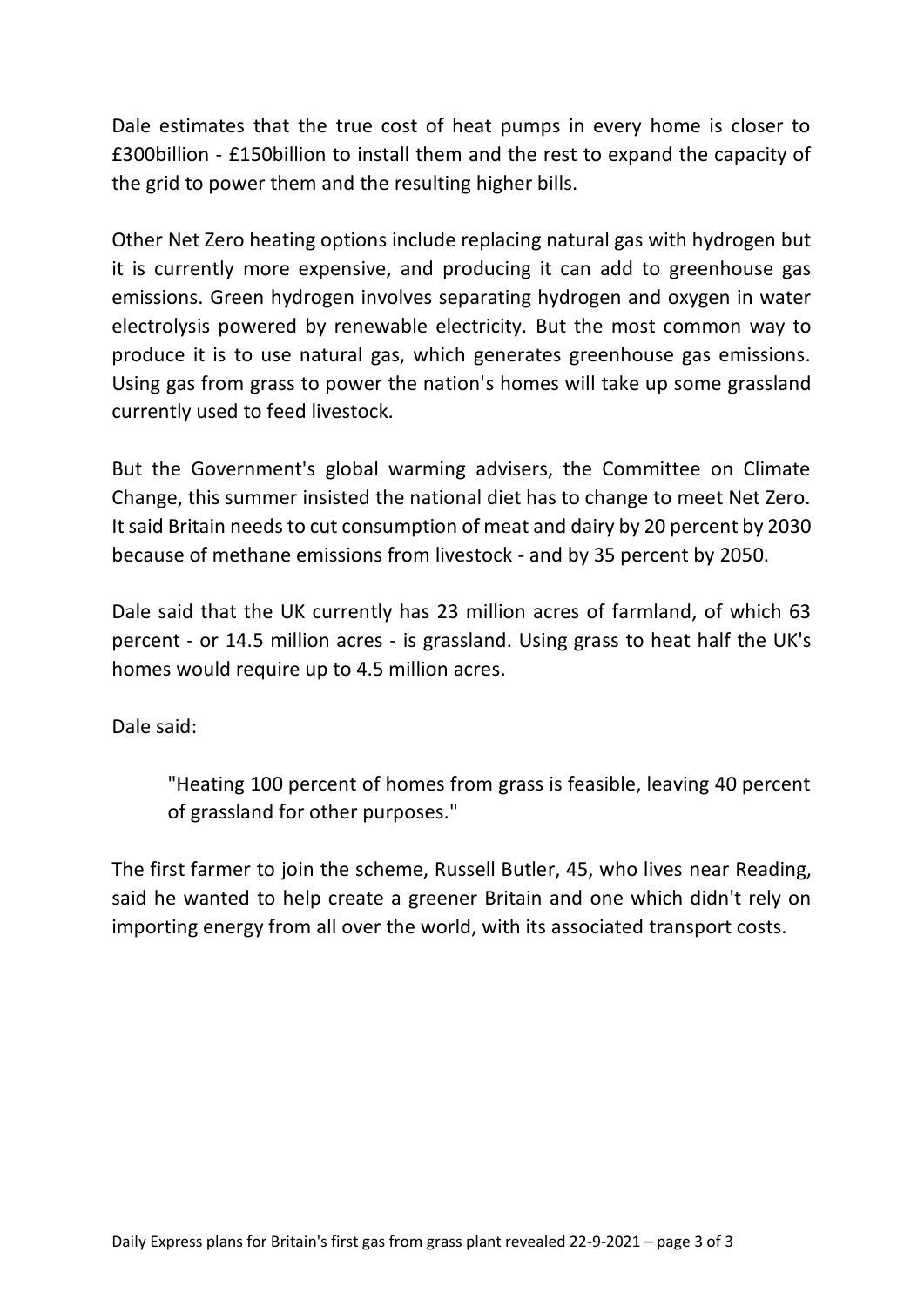Dale estimates that the true cost of heat pumps in every home is closer to £300billion - £150billion to install them and the rest to expand the capacity of the grid to power them and the resulting higher bills.

Other Net Zero heating options include replacing natural gas with hydrogen but it is currently more expensive, and producing it can add to greenhouse gas emissions. Green hydrogen involves separating hydrogen and oxygen in water electrolysis powered by renewable electricity. But the most common way to produce it is to use natural gas, which generates greenhouse gas emissions. Using gas from grass to power the nation's homes will take up some grassland currently used to feed livestock.

But the Government's global warming advisers, the Committee on Climate Change, this summer insisted the national diet has to change to meet Net Zero. It said Britain needs to cut consumption of meat and dairy by 20 percent by 2030 because of methane emissions from livestock - and by 35 percent by 2050.

Dale said that the UK currently has 23 million acres of farmland, of which 63 percent - or 14.5 million acres - is grassland. Using grass to heat half the UK's homes would require up to 4.5 million acres.

Dale said:

> "Heating 100 percent of homes from grass is feasible, leaving 40 percent of grassland for other purposes."

The first farmer to join the scheme, Russell Butler, 45, who lives near Reading, said he wanted to help create a greener Britain and one which didn't rely on importing energy from all over the world, with its associated transport costs.